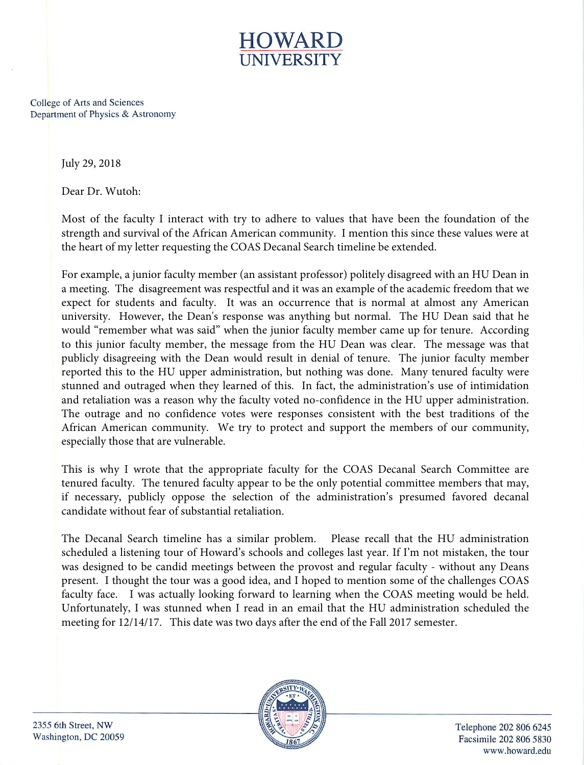# HOWARD UNIVERSITY

College of Arts and Sciences
Department of Physics & Astronomy

July 29, 2018

Dear Dr. Wutoh:

Most of the faculty I interact with try to adhere to values that have been the foundation of the strength and survival of the African American community. I mention this since these values were at the heart of my letter requesting the COAS Decanal Search timeline be extended.

For example, a junior faculty member (an assistant professor) politely disagreed with an HU Dean in a meeting. The disagreement was respectful and it was an example of the academic freedom that we expect for students and faculty. It was an occurrence that is normal at almost any American university. However, the Dean's response was anything but normal. The HU Dean said that he would "remember what was said" when the junior faculty member came up for tenure. According to this junior faculty member, the message from the HU Dean was clear. The message was that publicly disagreeing with the Dean would result in denial of tenure. The junior faculty member reported this to the HU upper administration, but nothing was done. Many tenured faculty were stunned and outraged when they learned of this. In fact, the administration's use of intimidation and retaliation was a reason why the faculty voted no-confidence in the HU upper administration. The outrage and no confidence votes were responses consistent with the best traditions of the African American community. We try to protect and support the members of our community, especially those that are vulnerable.

This is why I wrote that the appropriate faculty for the COAS Decanal Search Committee are tenured faculty. The tenured faculty appear to be the only potential committee members that may, if necessary, publicly oppose the selection of the administration's presumed favored decanal candidate without fear of substantial retaliation.

The Decanal Search timeline has a similar problem. Please recall that the HU administration scheduled a listening tour of Howard's schools and colleges last year. If I'm not mistaken, the tour was designed to be candid meetings between the provost and regular faculty - without any Deans present. I thought the tour was a good idea, and I hoped to mention some of the challenges COAS faculty face. I was actually looking forward to learning when the COAS meeting would be held. Unfortunately, I was stunned when I read in an email that the HU administration scheduled the meeting for 12/14/17. This date was two days after the end of the Fall 2017 semester.

2355 6th Street, NW
Washington, DC 20059

Telephone 202 806 6245
Facsimile 202 806 5830
www.howard.edu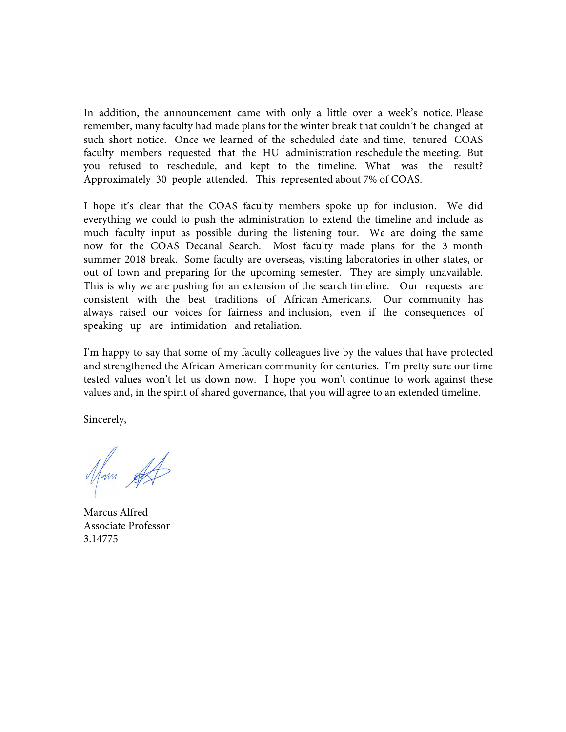In addition, the announcement came with only a little over a week's notice. Please remember, many faculty had made plans for the winter break that couldn't be changed at such short notice. Once we learned of the scheduled date and time, tenured COAS faculty members requested that the HU administration reschedule the meeting. But you refused to reschedule, and kept to the timeline. What was the result? Approximately 30 people attended. This represented about 7% of COAS.

I hope it's clear that the COAS faculty members spoke up for inclusion. We did everything we could to push the administration to extend the timeline and include as much faculty input as possible during the listening tour. We are doing the same now for the COAS Decanal Search. Most faculty made plans for the 3 month summer 2018 break. Some faculty are overseas, visiting laboratories in other states, or out of town and preparing for the upcoming semester. They are simply unavailable. This is why we are pushing for an extension of the search timeline. Our requests are consistent with the best traditions of African Americans. Our community has always raised our voices for fairness and inclusion, even if the consequences of speaking up are intimidation and retaliation.

I'm happy to say that some of my faculty colleagues live by the values that have protected and strengthened the African American community for centuries. I'm pretty sure our time tested values won't let us down now. I hope you won't continue to work against these values and, in the spirit of shared governance, that you will agree to an extended timeline.

Sincerely,

Marcus Alfred
Associate Professor
3.14775